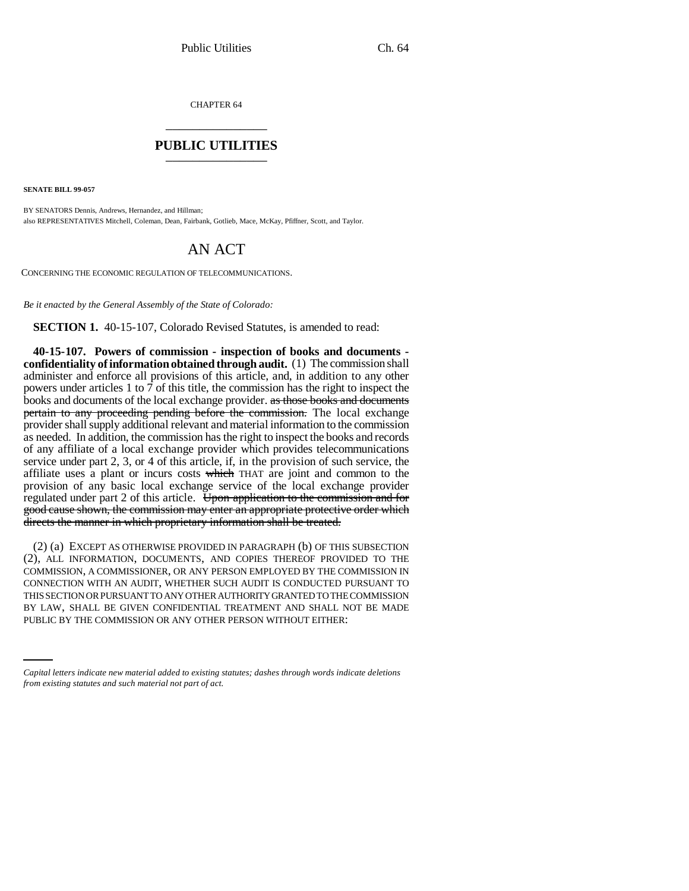CHAPTER 64

# PUBLIC UTILITIES

**SENATE BILL 99-057**

BY SENATORS Dennis, Andrews, Hernandez, and Hillman;
also REPRESENTATIVES Mitchell, Coleman, Dean, Fairbank, Gotlieb, Mace, McKay, Pfiffner, Scott, and Taylor.

# AN ACT

CONCERNING THE ECONOMIC REGULATION OF TELECOMMUNICATIONS.

*Be it enacted by the General Assembly of the State of Colorado:*

**SECTION 1.** 40-15-107, Colorado Revised Statutes, is amended to read:

**40-15-107. Powers of commission - inspection of books and documents - confidentiality of information obtained through audit.** (1) The commission shall administer and enforce all provisions of this article, and, in addition to any other powers under articles 1 to 7 of this title, the commission has the right to inspect the books and documents of the local exchange provider. ~~as those books and documents pertain to any proceeding pending before the commission.~~ The local exchange provider shall supply additional relevant and material information to the commission as needed. In addition, the commission has the right to inspect the books and records of any affiliate of a local exchange provider which provides telecommunications service under part 2, 3, or 4 of this article, if, in the provision of such service, the affiliate uses a plant or incurs costs ~~which~~ THAT are joint and common to the provision of any basic local exchange service of the local exchange provider regulated under part 2 of this article. ~~Upon application to the commission and for good cause shown, the commission may enter an appropriate protective order which directs the manner in which proprietary information shall be treated.~~

(2) (a) EXCEPT AS OTHERWISE PROVIDED IN PARAGRAPH (b) OF THIS SUBSECTION (2), ALL INFORMATION, DOCUMENTS, AND COPIES THEREOF PROVIDED TO THE COMMISSION, A COMMISSIONER, OR ANY PERSON EMPLOYED BY THE COMMISSION IN CONNECTION WITH AN AUDIT, WHETHER SUCH AUDIT IS CONDUCTED PURSUANT TO THIS SECTION OR PURSUANT TO ANY OTHER AUTHORITY GRANTED TO THE COMMISSION BY LAW, SHALL BE GIVEN CONFIDENTIAL TREATMENT AND SHALL NOT BE MADE PUBLIC BY THE COMMISSION OR ANY OTHER PERSON WITHOUT EITHER:

*Capital letters indicate new material added to existing statutes; dashes through words indicate deletions from existing statutes and such material not part of act.*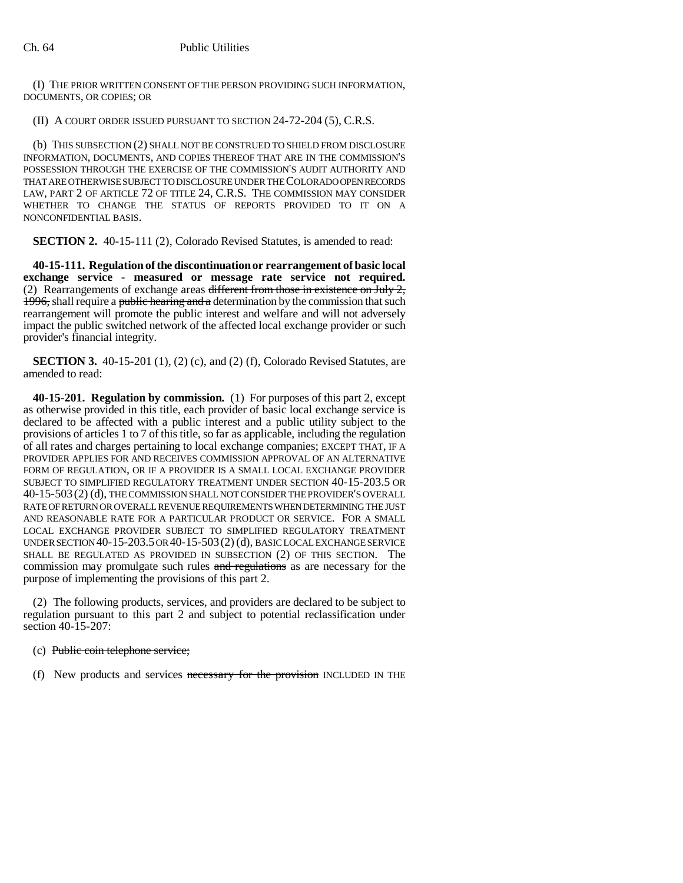(I) THE PRIOR WRITTEN CONSENT OF THE PERSON PROVIDING SUCH INFORMATION, DOCUMENTS, OR COPIES; OR

(II) A COURT ORDER ISSUED PURSUANT TO SECTION 24-72-204 (5), C.R.S.

(b) THIS SUBSECTION (2) SHALL NOT BE CONSTRUED TO SHIELD FROM DISCLOSURE INFORMATION, DOCUMENTS, AND COPIES THEREOF THAT ARE IN THE COMMISSION'S POSSESSION THROUGH THE EXERCISE OF THE COMMISSION'S AUDIT AUTHORITY AND THAT ARE OTHERWISE SUBJECT TO DISCLOSURE UNDER THE COLORADO OPEN RECORDS LAW, PART 2 OF ARTICLE 72 OF TITLE 24, C.R.S. THE COMMISSION MAY CONSIDER WHETHER TO CHANGE THE STATUS OF REPORTS PROVIDED TO IT ON A NONCONFIDENTIAL BASIS.

**SECTION 2.** 40-15-111 (2), Colorado Revised Statutes, is amended to read:

**40-15-111. Regulation of the discontinuation or rearrangement of basic local exchange service - measured or message rate service not required.** (2) Rearrangements of exchange areas ~~different from those in existence on July 2, 1996,~~ shall require a ~~public hearing and a~~ determination by the commission that such rearrangement will promote the public interest and welfare and will not adversely impact the public switched network of the affected local exchange provider or such provider's financial integrity.

**SECTION 3.** 40-15-201 (1), (2) (c), and (2) (f), Colorado Revised Statutes, are amended to read:

**40-15-201. Regulation by commission.** (1) For purposes of this part 2, except as otherwise provided in this title, each provider of basic local exchange service is declared to be affected with a public interest and a public utility subject to the provisions of articles 1 to 7 of this title, so far as applicable, including the regulation of all rates and charges pertaining to local exchange companies; EXCEPT THAT, IF A PROVIDER APPLIES FOR AND RECEIVES COMMISSION APPROVAL OF AN ALTERNATIVE FORM OF REGULATION, OR IF A PROVIDER IS A SMALL LOCAL EXCHANGE PROVIDER SUBJECT TO SIMPLIFIED REGULATORY TREATMENT UNDER SECTION 40-15-203.5 OR 40-15-503 (2) (d), THE COMMISSION SHALL NOT CONSIDER THE PROVIDER'S OVERALL RATE OF RETURN OR OVERALL REVENUE REQUIREMENTS WHEN DETERMINING THE JUST AND REASONABLE RATE FOR A PARTICULAR PRODUCT OR SERVICE. FOR A SMALL LOCAL EXCHANGE PROVIDER SUBJECT TO SIMPLIFIED REGULATORY TREATMENT UNDER SECTION 40-15-203.5 OR 40-15-503 (2) (d), BASIC LOCAL EXCHANGE SERVICE SHALL BE REGULATED AS PROVIDED IN SUBSECTION (2) OF THIS SECTION. The commission may promulgate such rules ~~and regulations~~ as are necessary for the purpose of implementing the provisions of this part 2.

(2) The following products, services, and providers are declared to be subject to regulation pursuant to this part 2 and subject to potential reclassification under section 40-15-207:

(c) ~~Public coin telephone service;~~

(f) New products and services ~~necessary for the provision~~ INCLUDED IN THE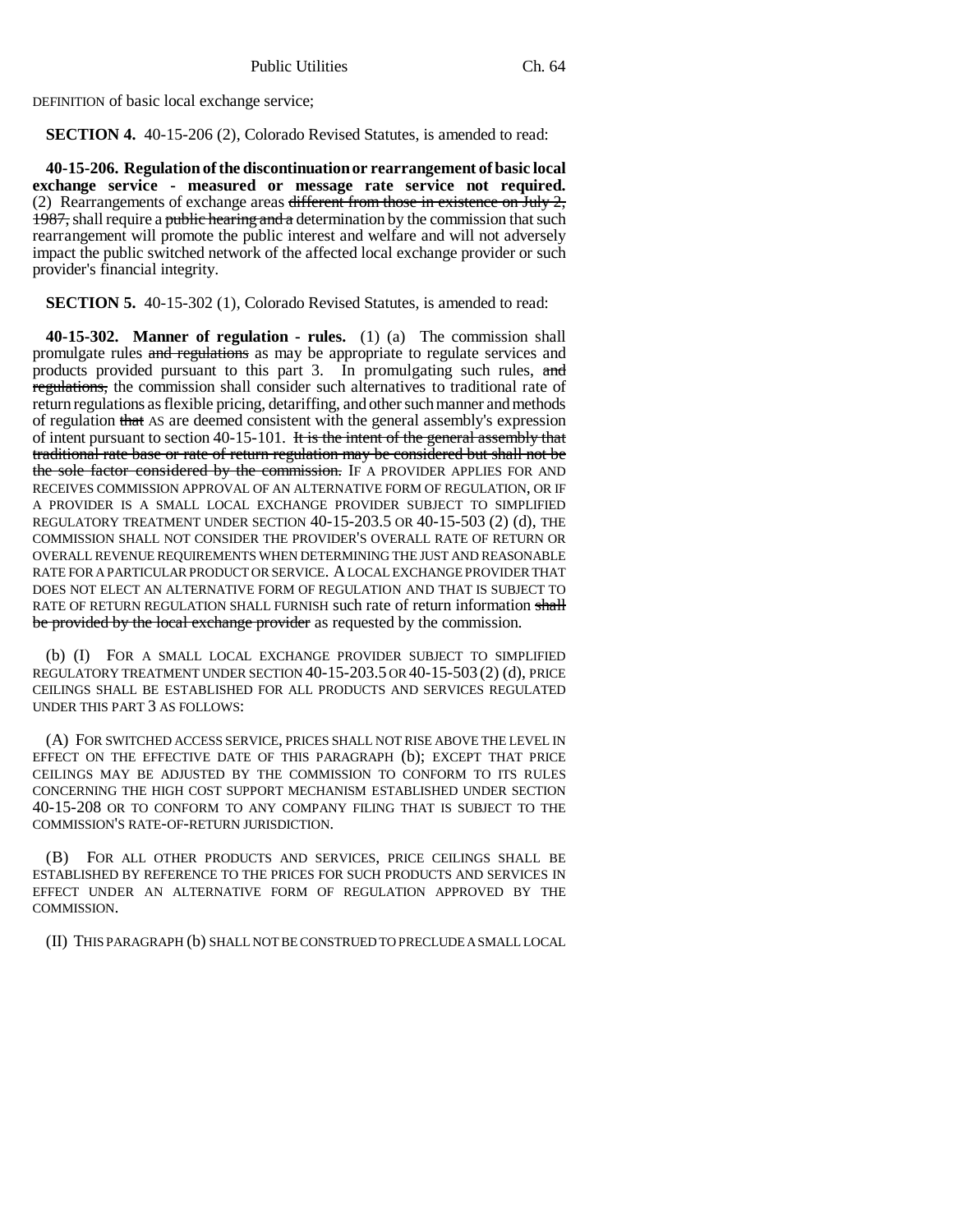DEFINITION of basic local exchange service;

**SECTION 4.** 40-15-206 (2), Colorado Revised Statutes, is amended to read:

**40-15-206. Regulation of the discontinuation or rearrangement of basic local exchange service - measured or message rate service not required.** (2) Rearrangements of exchange areas ~~different from those in existence on July 2, 1987,~~ shall require a ~~public hearing and a~~ determination by the commission that such rearrangement will promote the public interest and welfare and will not adversely impact the public switched network of the affected local exchange provider or such provider's financial integrity.

**SECTION 5.** 40-15-302 (1), Colorado Revised Statutes, is amended to read:

**40-15-302. Manner of regulation - rules.** (1) (a) The commission shall promulgate rules ~~and regulations~~ as may be appropriate to regulate services and products provided pursuant to this part 3. In promulgating such rules, ~~and regulations,~~ the commission shall consider such alternatives to traditional rate of return regulations as flexible pricing, detariffing, and other such manner and methods of regulation ~~that~~ AS are deemed consistent with the general assembly's expression of intent pursuant to section 40-15-101. ~~It is the intent of the general assembly that traditional rate base or rate of return regulation may be considered but shall not be the sole factor considered by the commission.~~ IF A PROVIDER APPLIES FOR AND RECEIVES COMMISSION APPROVAL OF AN ALTERNATIVE FORM OF REGULATION, OR IF A PROVIDER IS A SMALL LOCAL EXCHANGE PROVIDER SUBJECT TO SIMPLIFIED REGULATORY TREATMENT UNDER SECTION 40-15-203.5 OR 40-15-503 (2) (d), THE COMMISSION SHALL NOT CONSIDER THE PROVIDER'S OVERALL RATE OF RETURN OR OVERALL REVENUE REQUIREMENTS WHEN DETERMINING THE JUST AND REASONABLE RATE FOR A PARTICULAR PRODUCT OR SERVICE. A LOCAL EXCHANGE PROVIDER THAT DOES NOT ELECT AN ALTERNATIVE FORM OF REGULATION AND THAT IS SUBJECT TO RATE OF RETURN REGULATION SHALL FURNISH such rate of return information ~~shall be provided by the local exchange provider~~ as requested by the commission.

(b) (I) FOR A SMALL LOCAL EXCHANGE PROVIDER SUBJECT TO SIMPLIFIED REGULATORY TREATMENT UNDER SECTION 40-15-203.5 OR 40-15-503 (2) (d), PRICE CEILINGS SHALL BE ESTABLISHED FOR ALL PRODUCTS AND SERVICES REGULATED UNDER THIS PART 3 AS FOLLOWS:

(A) FOR SWITCHED ACCESS SERVICE, PRICES SHALL NOT RISE ABOVE THE LEVEL IN EFFECT ON THE EFFECTIVE DATE OF THIS PARAGRAPH (b); EXCEPT THAT PRICE CEILINGS MAY BE ADJUSTED BY THE COMMISSION TO CONFORM TO ITS RULES CONCERNING THE HIGH COST SUPPORT MECHANISM ESTABLISHED UNDER SECTION 40-15-208 OR TO CONFORM TO ANY COMPANY FILING THAT IS SUBJECT TO THE COMMISSION'S RATE-OF-RETURN JURISDICTION.

(B) FOR ALL OTHER PRODUCTS AND SERVICES, PRICE CEILINGS SHALL BE ESTABLISHED BY REFERENCE TO THE PRICES FOR SUCH PRODUCTS AND SERVICES IN EFFECT UNDER AN ALTERNATIVE FORM OF REGULATION APPROVED BY THE COMMISSION.

(II) THIS PARAGRAPH (b) SHALL NOT BE CONSTRUED TO PRECLUDE A SMALL LOCAL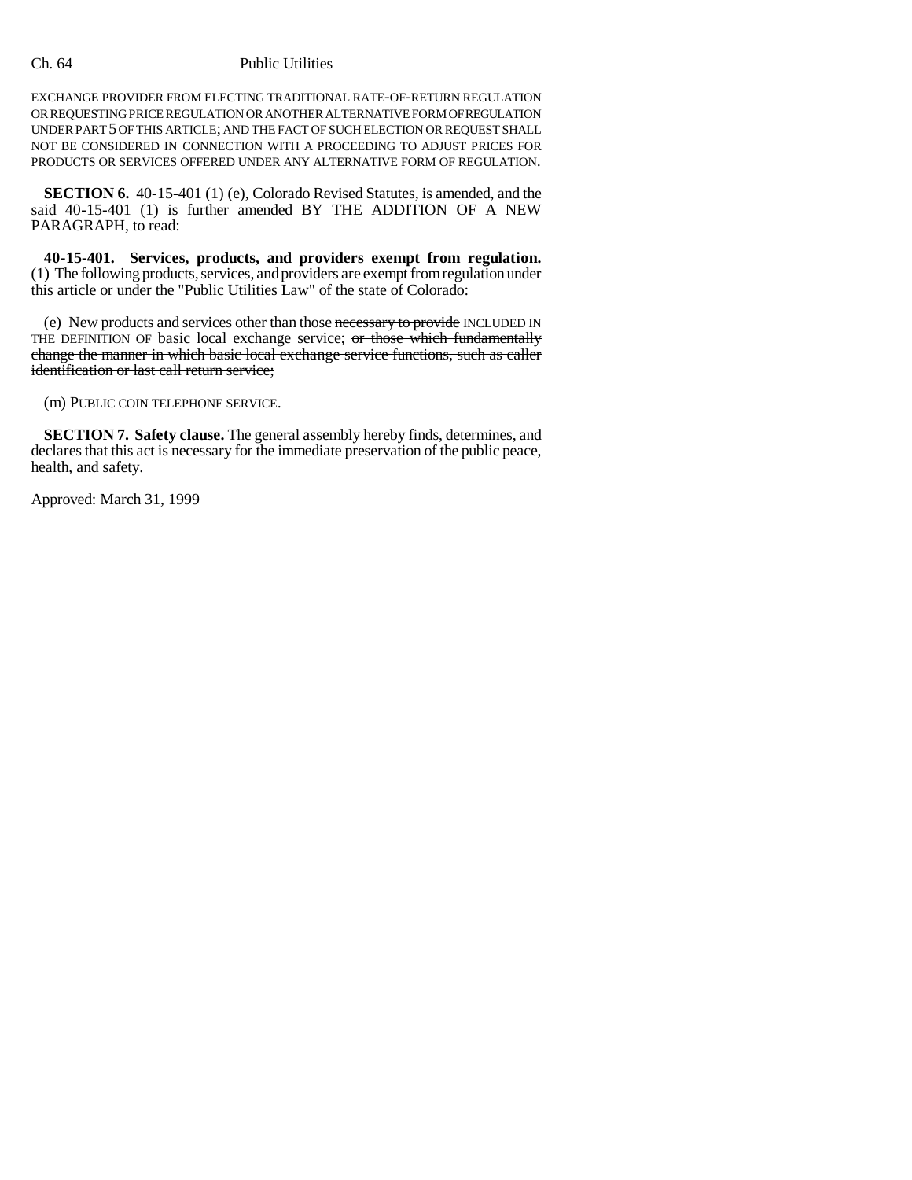EXCHANGE PROVIDER FROM ELECTING TRADITIONAL RATE-OF-RETURN REGULATION OR REQUESTING PRICE REGULATION OR ANOTHER ALTERNATIVE FORM OF REGULATION UNDER PART 5 OF THIS ARTICLE; AND THE FACT OF SUCH ELECTION OR REQUEST SHALL NOT BE CONSIDERED IN CONNECTION WITH A PROCEEDING TO ADJUST PRICES FOR PRODUCTS OR SERVICES OFFERED UNDER ANY ALTERNATIVE FORM OF REGULATION.

**SECTION 6.** 40-15-401 (1) (e), Colorado Revised Statutes, is amended, and the said 40-15-401 (1) is further amended BY THE ADDITION OF A NEW PARAGRAPH, to read:

**40-15-401. Services, products, and providers exempt from regulation.** (1) The following products, services, and providers are exempt from regulation under this article or under the "Public Utilities Law" of the state of Colorado:

(e) New products and services other than those ~~necessary to provide~~ INCLUDED IN THE DEFINITION OF basic local exchange service; ~~or those which fundamentally change the manner in which basic local exchange service functions, such as caller identification or last call return service;~~

(m) PUBLIC COIN TELEPHONE SERVICE.

**SECTION 7. Safety clause.** The general assembly hereby finds, determines, and declares that this act is necessary for the immediate preservation of the public peace, health, and safety.

Approved: March 31, 1999